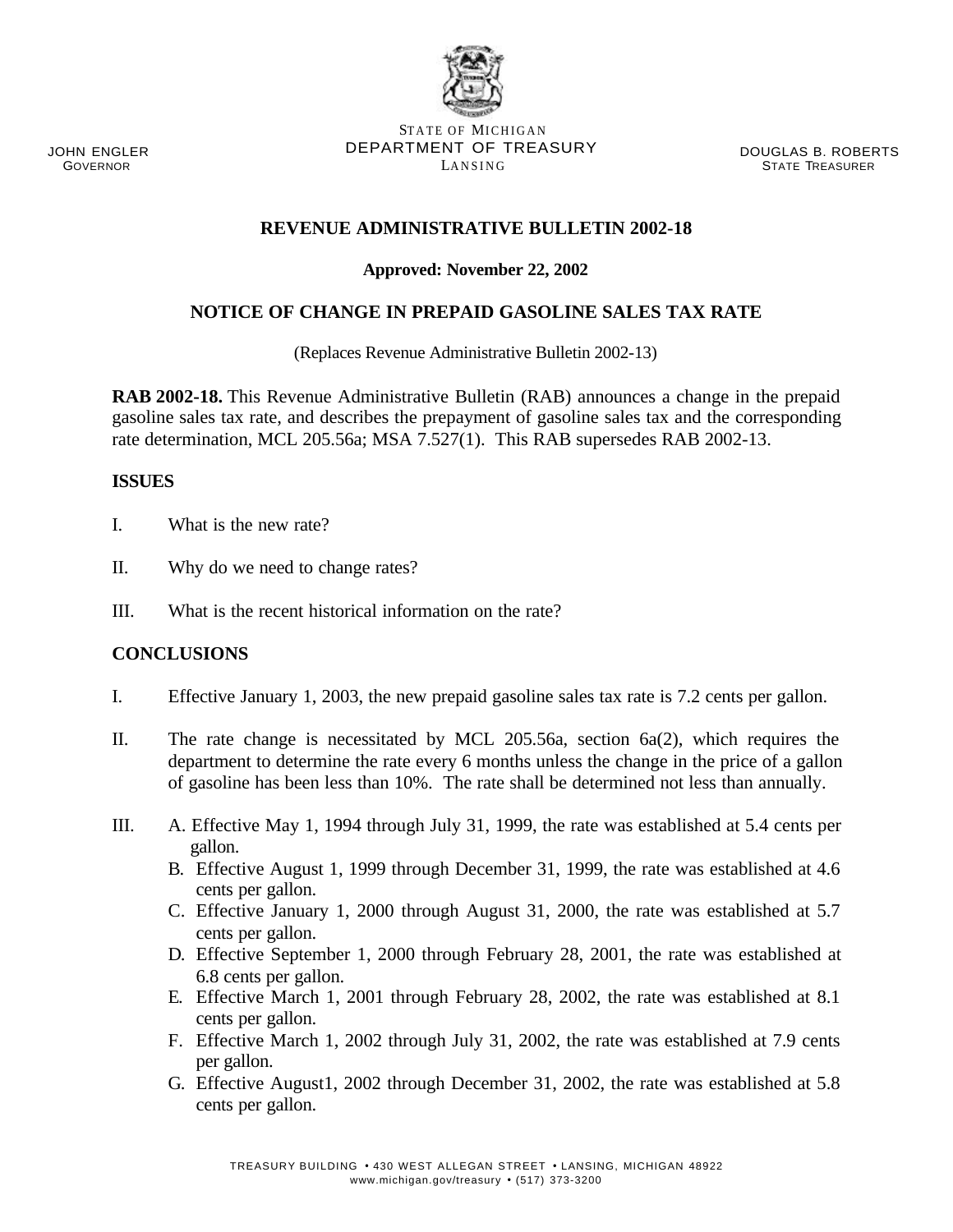JOHN ENGLER
GOVERNOR

STATE OF MICHIGAN
DEPARTMENT OF TREASURY
LANSING

DOUGLAS B. ROBERTS
STATE TREASURER

# REVENUE ADMINISTRATIVE BULLETIN 2002-18

**Approved: November 22, 2002**

## NOTICE OF CHANGE IN PREPAID GASOLINE SALES TAX RATE

(Replaces Revenue Administrative Bulletin 2002-13)

**RAB 2002-18.** This Revenue Administrative Bulletin (RAB) announces a change in the prepaid gasoline sales tax rate, and describes the prepayment of gasoline sales tax and the corresponding rate determination, MCL 205.56a; MSA 7.527(1). This RAB supersedes RAB 2002-13.

### ISSUES

I. What is the new rate?

II. Why do we need to change rates?

III. What is the recent historical information on the rate?

### CONCLUSIONS

I. Effective January 1, 2003, the new prepaid gasoline sales tax rate is 7.2 cents per gallon.

II. The rate change is necessitated by MCL 205.56a, section 6a(2), which requires the department to determine the rate every 6 months unless the change in the price of a gallon of gasoline has been less than 10%. The rate shall be determined not less than annually.

III. A. Effective May 1, 1994 through July 31, 1999, the rate was established at 5.4 cents per gallon.
   B. Effective August 1, 1999 through December 31, 1999, the rate was established at 4.6 cents per gallon.
   C. Effective January 1, 2000 through August 31, 2000, the rate was established at 5.7 cents per gallon.
   D. Effective September 1, 2000 through February 28, 2001, the rate was established at 6.8 cents per gallon.
   E. Effective March 1, 2001 through February 28, 2002, the rate was established at 8.1 cents per gallon.
   F. Effective March 1, 2002 through July 31, 2002, the rate was established at 7.9 cents per gallon.
   G. Effective August1, 2002 through December 31, 2002, the rate was established at 5.8 cents per gallon.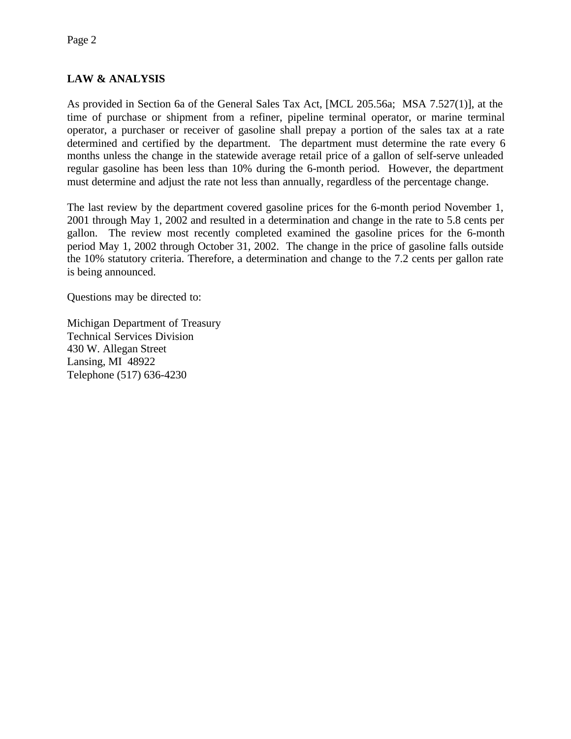## LAW & ANALYSIS

As provided in Section 6a of the General Sales Tax Act, [MCL 205.56a; MSA 7.527(1)], at the time of purchase or shipment from a refiner, pipeline terminal operator, or marine terminal operator, a purchaser or receiver of gasoline shall prepay a portion of the sales tax at a rate determined and certified by the department. The department must determine the rate every 6 months unless the change in the statewide average retail price of a gallon of self-serve unleaded regular gasoline has been less than 10% during the 6-month period. However, the department must determine and adjust the rate not less than annually, regardless of the percentage change.

The last review by the department covered gasoline prices for the 6-month period November 1, 2001 through May 1, 2002 and resulted in a determination and change in the rate to 5.8 cents per gallon. The review most recently completed examined the gasoline prices for the 6-month period May 1, 2002 through October 31, 2002. The change in the price of gasoline falls outside the 10% statutory criteria. Therefore, a determination and change to the 7.2 cents per gallon rate is being announced.

Questions may be directed to:

Michigan Department of Treasury
Technical Services Division
430 W. Allegan Street
Lansing, MI 48922
Telephone (517) 636-4230